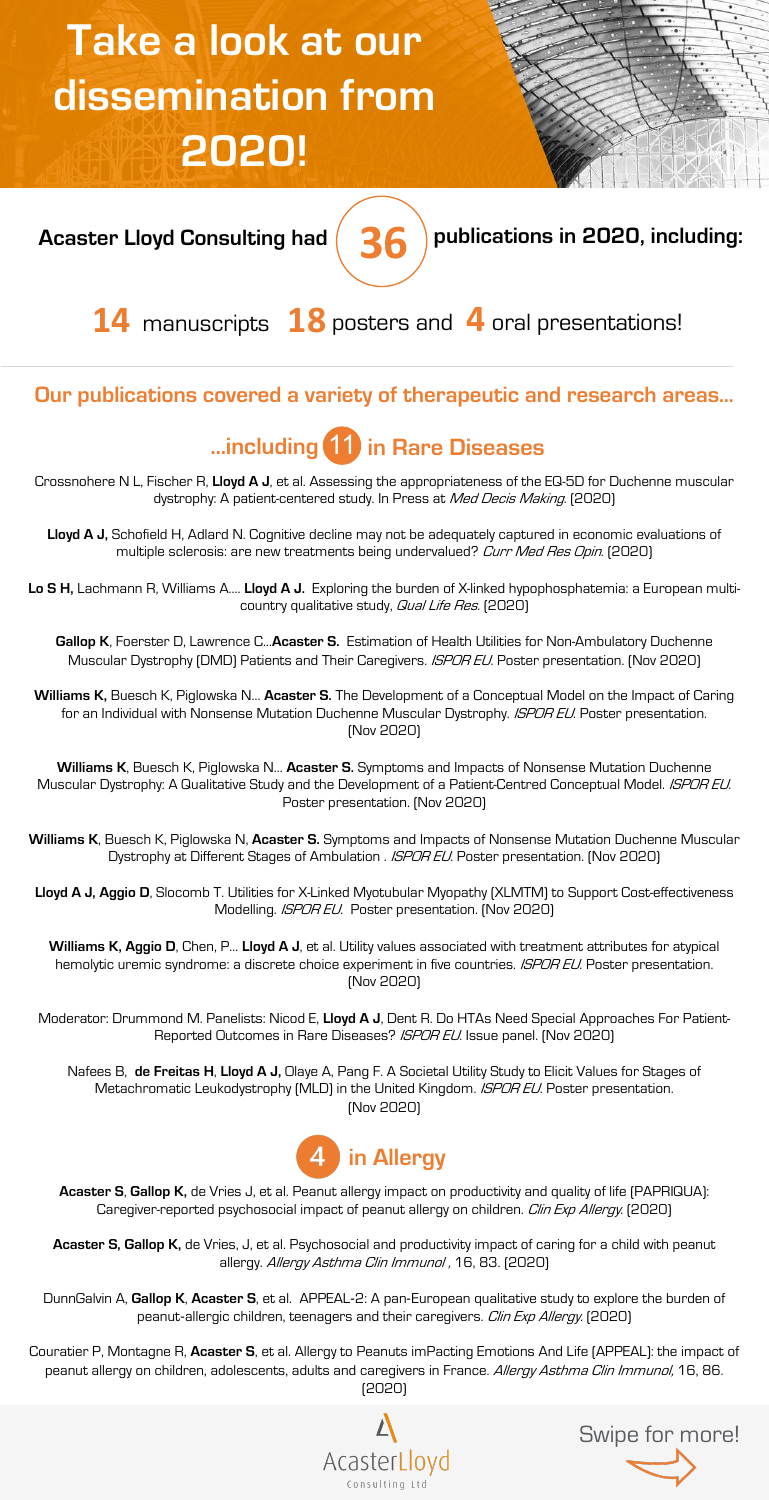# Take a look at our dissemination from 2020!

**Acaster Lloyd Consulting had 36 publications in 2020, including:**

**14** manuscripts **18** posters and **4** oral presentations!

## Our publications covered a variety of therapeutic and research areas...

## ...including 11 in Rare Diseases

Crossnohere N L, Fischer R, **Lloyd A J**, et al. Assessing the appropriateness of the EQ-5D for Duchenne muscular dystrophy: A patient-centered study. In Press at *Med Decis Making*. (2020)

**Lloyd A J,** Schofield H, Adlard N. Cognitive decline may not be adequately captured in economic evaluations of multiple sclerosis: are new treatments being undervalued? *Curr Med Res Opin*. (2020)

**Lo S H,** Lachmann R, Williams A.... **Lloyd A J.** Exploring the burden of X-linked hypophosphatemia: a European multi-country qualitative study, *Qual Life Res*. (2020)

**Gallop K**, Foerster D, Lawrence C...**Acaster S.** Estimation of Health Utilities for Non-Ambulatory Duchenne Muscular Dystrophy (DMD) Patients and Their Caregivers. *ISPOR EU*. Poster presentation. (Nov 2020)

**Williams K,** Buesch K, Piglowska N... **Acaster S.** The Development of a Conceptual Model on the Impact of Caring for an Individual with Nonsense Mutation Duchenne Muscular Dystrophy. *ISPOR EU*. Poster presentation. (Nov 2020)

**Williams K**, Buesch K, Piglowska N... **Acaster S.** Symptoms and Impacts of Nonsense Mutation Duchenne Muscular Dystrophy: A Qualitative Study and the Development of a Patient-Centred Conceptual Model. *ISPOR EU*. Poster presentation. (Nov 2020)

**Williams K**, Buesch K, Piglowska N, **Acaster S.** Symptoms and Impacts of Nonsense Mutation Duchenne Muscular Dystrophy at Different Stages of Ambulation . *ISPOR EU*. Poster presentation. (Nov 2020)

**Lloyd A J, Aggio D**, Slocomb T. Utilities for X-Linked Myotubular Myopathy (XLMTM) to Support Cost-effectiveness Modelling. *ISPOR EU*. Poster presentation. (Nov 2020)

**Williams K, Aggio D**, Chen, P... **Lloyd A J**, et al. Utility values associated with treatment attributes for atypical hemolytic uremic syndrome: a discrete choice experiment in five countries. *ISPOR EU*. Poster presentation. (Nov 2020)

Moderator: Drummond M. Panelists: Nicod E, **Lloyd A J**, Dent R. Do HTAs Need Special Approaches For Patient-Reported Outcomes in Rare Diseases? *ISPOR EU*. Issue panel. (Nov 2020)

Nafees B, **de Freitas H**, **Lloyd A J,** Olaye A, Pang F. A Societal Utility Study to Elicit Values for Stages of Metachromatic Leukodystrophy (MLD) in the United Kingdom. *ISPOR EU*. Poster presentation. (Nov 2020)

## 4 in Allergy

**Acaster S**, **Gallop K,** de Vries J, et al. Peanut allergy impact on productivity and quality of life (PAPRIQUA): Caregiver-reported psychosocial impact of peanut allergy on children. *Clin Exp Allergy*. (2020)

**Acaster S, Gallop K,** de Vries, J, et al. Psychosocial and productivity impact of caring for a child with peanut allergy. *Allergy Asthma Clin Immunol* , 16, 83. (2020)

DunnGalvin A, **Gallop K**, **Acaster S**, et al. APPEAL-2: A pan-European qualitative study to explore the burden of peanut-allergic children, teenagers and their caregivers. *Clin Exp Allergy*. (2020)

Couratier P, Montagne R, **Acaster S**, et al. Allergy to Peanuts imPacting Emotions And Life (APPEAL): the impact of peanut allergy on children, adolescents, adults and caregivers in France. *Allergy Asthma Clin Immunol*, 16, 86. (2020)

AcasterLloyd Consulting Ltd

Swipe for more!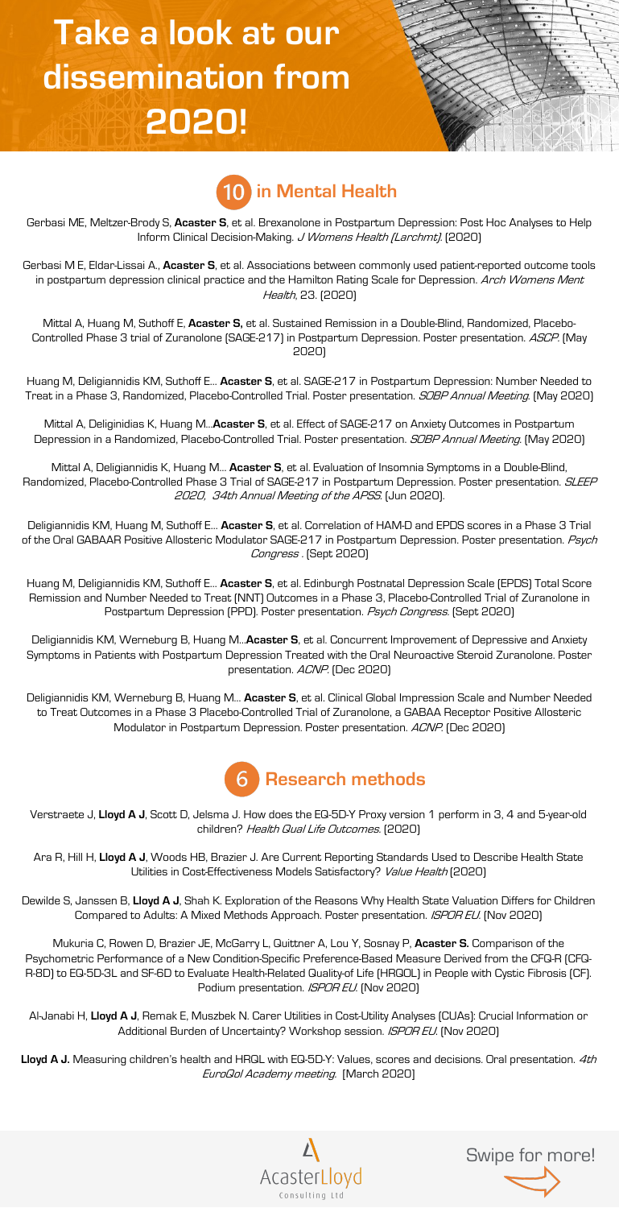# Take a look at our dissemination from 2020!

## 10 in Mental Health

Gerbasi ME, Meltzer-Brody S, **Acaster S**, et al. Brexanolone in Postpartum Depression: Post Hoc Analyses to Help Inform Clinical Decision-Making. *J Womens Health (Larchmt).* (2020)

Gerbasi M E, Eldar-Lissai A., **Acaster S**, et al. Associations between commonly used patient-reported outcome tools in postpartum depression clinical practice and the Hamilton Rating Scale for Depression. *Arch Womens Ment Health*, 23. (2020)

Mittal A, Huang M, Suthoff E, **Acaster S,** et al. Sustained Remission in a Double-Blind, Randomized, Placebo-Controlled Phase 3 trial of Zuranolone (SAGE-217) in Postpartum Depression. Poster presentation. *ASCP.* (May 2020)

Huang M, Deligiannidis KM, Suthoff E... **Acaster S**, et al. SAGE-217 in Postpartum Depression: Number Needed to Treat in a Phase 3, Randomized, Placebo-Controlled Trial. Poster presentation. *SOBP Annual Meeting.* (May 2020)

Mittal A, Deliginidias K, Huang M...**Acaster S**, et al. Effect of SAGE-217 on Anxiety Outcomes in Postpartum Depression in a Randomized, Placebo-Controlled Trial. Poster presentation. *SOBP Annual Meeting.* (May 2020)

Mittal A, Deligiannidis K, Huang M... **Acaster S**, et al. Evaluation of Insomnia Symptoms in a Double-Blind, Randomized, Placebo-Controlled Phase 3 Trial of SAGE-217 in Postpartum Depression. Poster presentation. *SLEEP 2020, 34th Annual Meeting of the APSS.* (Jun 2020).

Deligiannidis KM, Huang M, Suthoff E... **Acaster S**, et al. Correlation of HAM-D and EPDS scores in a Phase 3 Trial of the Oral GABAAR Positive Allosteric Modulator SAGE-217 in Postpartum Depression. Poster presentation. *Psych Congress .* (Sept 2020)

Huang M, Deligiannidis KM, Suthoff E... **Acaster S**, et al. Edinburgh Postnatal Depression Scale (EPDS) Total Score Remission and Number Needed to Treat (NNT) Outcomes in a Phase 3, Placebo-Controlled Trial of Zuranolone in Postpartum Depression (PPD). Poster presentation. *Psych Congress.* (Sept 2020)

Deligiannidis KM, Werneburg B, Huang M...**Acaster S**, et al. Concurrent Improvement of Depressive and Anxiety Symptoms in Patients with Postpartum Depression Treated with the Oral Neuroactive Steroid Zuranolone. Poster presentation. *ACNP.* (Dec 2020)

Deligiannidis KM, Werneburg B, Huang M... **Acaster S**, et al. Clinical Global Impression Scale and Number Needed to Treat Outcomes in a Phase 3 Placebo-Controlled Trial of Zuranolone, a GABAA Receptor Positive Allosteric Modulator in Postpartum Depression. Poster presentation. *ACNP.* (Dec 2020)

## 6 Research methods

Verstraete J, **Lloyd A J**, Scott D, Jelsma J. How does the EQ-5D-Y Proxy version 1 perform in 3, 4 and 5-year-old children? *Health Qual Life Outcomes.* (2020)

Ara R, Hill H, **Lloyd A J**, Woods HB, Brazier J. Are Current Reporting Standards Used to Describe Health State Utilities in Cost-Effectiveness Models Satisfactory? *Value Health* (2020)

Dewilde S, Janssen B, **Lloyd A J**, Shah K. Exploration of the Reasons Why Health State Valuation Differs for Children Compared to Adults: A Mixed Methods Approach. Poster presentation. *ISPOR EU.* (Nov 2020)

Mukuria C, Rowen D, Brazier JE, McGarry L, Quittner A, Lou Y, Sosnay P, **Acaster S.** Comparison of the Psychometric Performance of a New Condition-Specific Preference-Based Measure Derived from the CFQ-R (CFQ-R-8D) to EQ-5D-3L and SF-6D to Evaluate Health-Related Quality-of Life (HRQOL) in People with Cystic Fibrosis (CF). Podium presentation. *ISPOR EU.* (Nov 2020)

Al-Janabi H, **Lloyd A J**, Remak E, Muszbek N. Carer Utilities in Cost-Utility Analyses (CUAs): Crucial Information or Additional Burden of Uncertainty? Workshop session. *ISPOR EU.* (Nov 2020)

**Lloyd A J.** Measuring children's health and HRQL with EQ-5D-Y: Values, scores and decisions. Oral presentation. *4th EuroQol Academy meeting.* (March 2020)

AcasterLloyd Consulting Ltd

Swipe for more!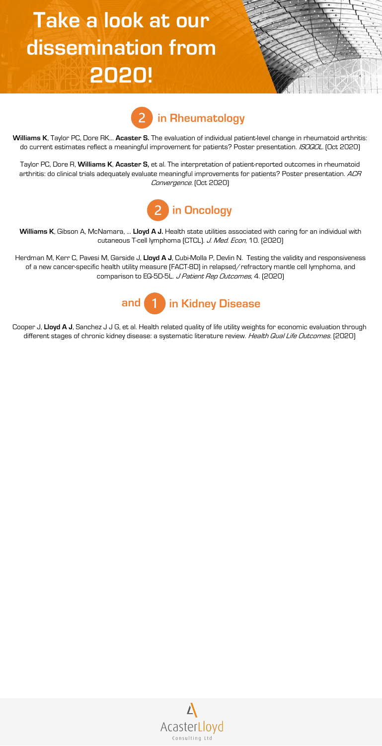# Take a look at our dissemination from 2020!

## 2 in Rheumatology

**Williams K**, Taylor PC, Dore RK... **Acaster S.** The evaluation of individual patient-level change in rheumatoid arthritis: do current estimates reflect a meaningful improvement for patients? Poster presentation. *ISOQOL*. (Oct 2020)

Taylor PC, Dore R, **Williams K**, **Acaster S,** et al. The interpretation of patient-reported outcomes in rheumatoid arthritis: do clinical trials adequately evaluate meaningful improvements for patients? Poster presentation. *ACR Convergence*. (Oct 2020)

## 2 in Oncology

**Williams K**, Gibson A, McNamara, ... **Lloyd A J.** Health state utilities associated with caring for an individual with cutaneous T-cell lymphoma (CTCL). *J. Med. Econ*, 10. (2020)

Herdman M, Kerr C, Pavesi M, Garside J, **Lloyd A J**, Cubi-Molla P, Devlin N. Testing the validity and responsiveness of a new cancer-specific health utility measure (FACT-8D) in relapsed/refractory mantle cell lymphoma, and comparison to EQ-5D-5L. *J Patient Rep Outcomes*, 4. (2020)

## and 1 in Kidney Disease

Cooper J, **Lloyd A J**, Sanchez J J G, et al. Health related quality of life utility weights for economic evaluation through different stages of chronic kidney disease: a systematic literature review. *Health Qual Life Outcomes*. (2020)

AcasterLloyd
Consulting Ltd